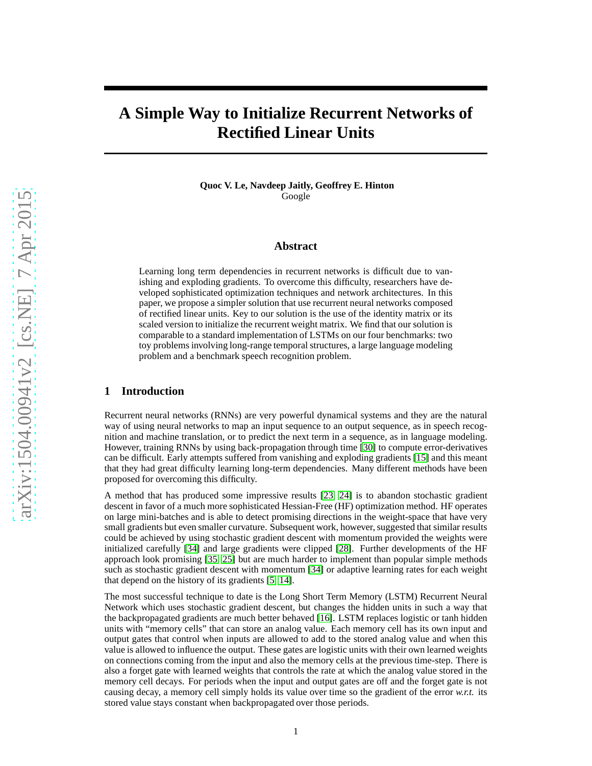# A Simple Way to Initialize Recurrent Networks of Rectified Linear Units

**Quoc V. Le, Navdeep Jaitly, Geoffrey E. Hinton**
Google

## Abstract

Learning long term dependencies in recurrent networks is difficult due to vanishing and exploding gradients. To overcome this difficulty, researchers have developed sophisticated optimization techniques and network architectures. In this paper, we propose a simpler solution that use recurrent neural networks composed of rectified linear units. Key to our solution is the use of the identity matrix or its scaled version to initialize the recurrent weight matrix. We find that our solution is comparable to a standard implementation of LSTMs on our four benchmarks: two toy problems involving long-range temporal structures, a large language modeling problem and a benchmark speech recognition problem.

## 1 Introduction

Recurrent neural networks (RNNs) are very powerful dynamical systems and they are the natural way of using neural networks to map an input sequence to an output sequence, as in speech recognition and machine translation, or to predict the next term in a sequence, as in language modeling. However, training RNNs by using back-propagation through time [30] to compute error-derivatives can be difficult. Early attempts suffered from vanishing and exploding gradients [15] and this meant that they had great difficulty learning long-term dependencies. Many different methods have been proposed for overcoming this difficulty.

A method that has produced some impressive results [23, 24] is to abandon stochastic gradient descent in favor of a much more sophisticated Hessian-Free (HF) optimization method. HF operates on large mini-batches and is able to detect promising directions in the weight-space that have very small gradients but even smaller curvature. Subsequent work, however, suggested that similar results could be achieved by using stochastic gradient descent with momentum provided the weights were initialized carefully [34] and large gradients were clipped [28]. Further developments of the HF approach look promising [35, 25] but are much harder to implement than popular simple methods such as stochastic gradient descent with momentum [34] or adaptive learning rates for each weight that depend on the history of its gradients [5, 14].

The most successful technique to date is the Long Short Term Memory (LSTM) Recurrent Neural Network which uses stochastic gradient descent, but changes the hidden units in such a way that the backpropagated gradients are much better behaved [16]. LSTM replaces logistic or tanh hidden units with "memory cells" that can store an analog value. Each memory cell has its own input and output gates that control when inputs are allowed to add to the stored analog value and when this value is allowed to influence the output. These gates are logistic units with their own learned weights on connections coming from the input and also the memory cells at the previous time-step. There is also a forget gate with learned weights that controls the rate at which the analog value stored in the memory cell decays. For periods when the input and output gates are off and the forget gate is not causing decay, a memory cell simply holds its value over time so the gradient of the error *w.r.t.* its stored value stays constant when backpropagated over those periods.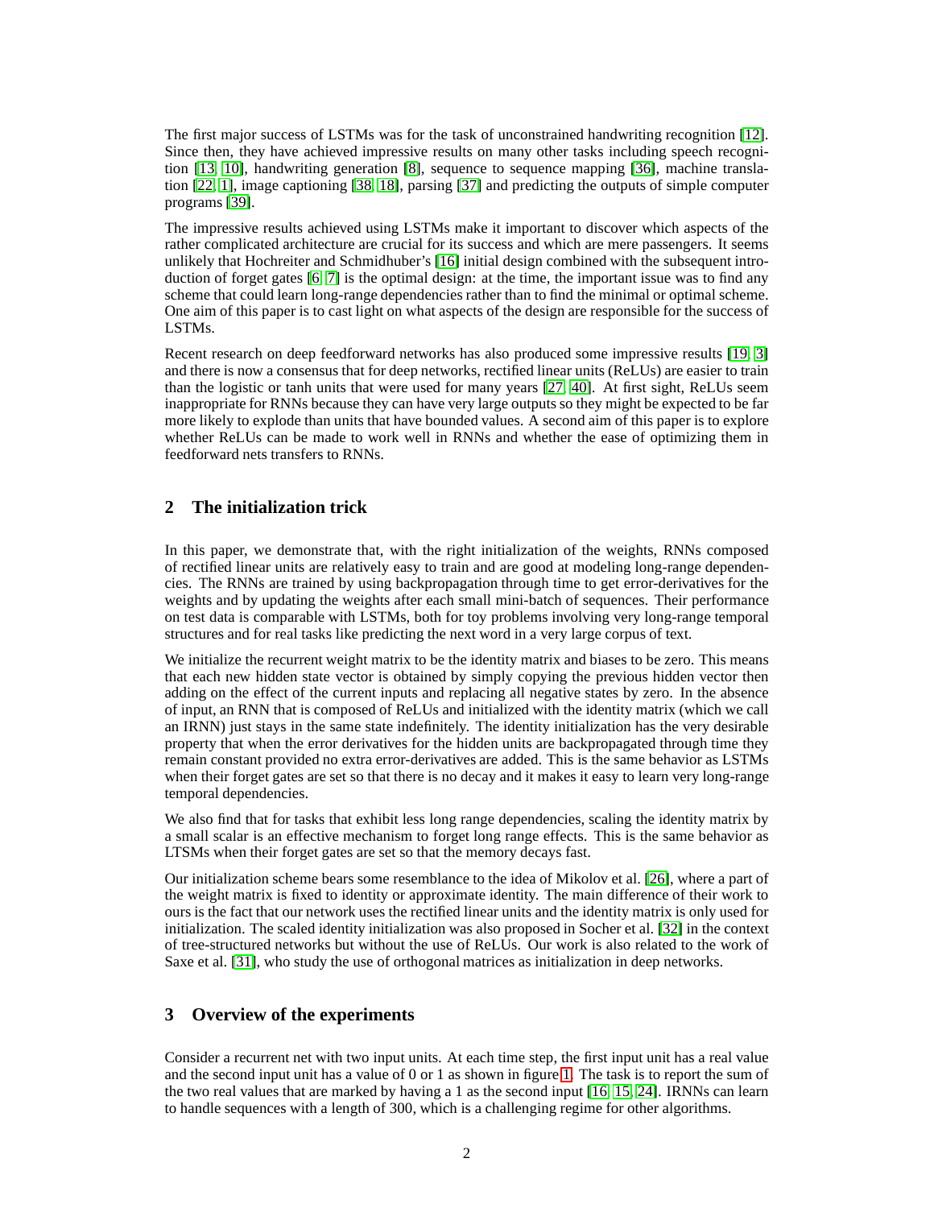The first major success of LSTMs was for the task of unconstrained handwriting recognition [12]. Since then, they have achieved impressive results on many other tasks including speech recognition [13, 10], handwriting generation [8], sequence to sequence mapping [36], machine translation [22, 1], image captioning [38, 18], parsing [37] and predicting the outputs of simple computer programs [39].

The impressive results achieved using LSTMs make it important to discover which aspects of the rather complicated architecture are crucial for its success and which are mere passengers. It seems unlikely that Hochreiter and Schmidhuber's [16] initial design combined with the subsequent introduction of forget gates [6, 7] is the optimal design: at the time, the important issue was to find any scheme that could learn long-range dependencies rather than to find the minimal or optimal scheme. One aim of this paper is to cast light on what aspects of the design are responsible for the success of LSTMs.

Recent research on deep feedforward networks has also produced some impressive results [19, 3] and there is now a consensus that for deep networks, rectified linear units (ReLUs) are easier to train than the logistic or tanh units that were used for many years [27, 40]. At first sight, ReLUs seem inappropriate for RNNs because they can have very large outputs so they might be expected to be far more likely to explode than units that have bounded values. A second aim of this paper is to explore whether ReLUs can be made to work well in RNNs and whether the ease of optimizing them in feedforward nets transfers to RNNs.

## 2 The initialization trick

In this paper, we demonstrate that, with the right initialization of the weights, RNNs composed of rectified linear units are relatively easy to train and are good at modeling long-range dependencies. The RNNs are trained by using backpropagation through time to get error-derivatives for the weights and by updating the weights after each small mini-batch of sequences. Their performance on test data is comparable with LSTMs, both for toy problems involving very long-range temporal structures and for real tasks like predicting the next word in a very large corpus of text.

We initialize the recurrent weight matrix to be the identity matrix and biases to be zero. This means that each new hidden state vector is obtained by simply copying the previous hidden vector then adding on the effect of the current inputs and replacing all negative states by zero. In the absence of input, an RNN that is composed of ReLUs and initialized with the identity matrix (which we call an IRNN) just stays in the same state indefinitely. The identity initialization has the very desirable property that when the error derivatives for the hidden units are backpropagated through time they remain constant provided no extra error-derivatives are added. This is the same behavior as LSTMs when their forget gates are set so that there is no decay and it makes it easy to learn very long-range temporal dependencies.

We also find that for tasks that exhibit less long range dependencies, scaling the identity matrix by a small scalar is an effective mechanism to forget long range effects. This is the same behavior as LTSMs when their forget gates are set so that the memory decays fast.

Our initialization scheme bears some resemblance to the idea of Mikolov et al. [26], where a part of the weight matrix is fixed to identity or approximate identity. The main difference of their work to ours is the fact that our network uses the rectified linear units and the identity matrix is only used for initialization. The scaled identity initialization was also proposed in Socher et al. [32] in the context of tree-structured networks but without the use of ReLUs. Our work is also related to the work of Saxe et al. [31], who study the use of orthogonal matrices as initialization in deep networks.

## 3 Overview of the experiments

Consider a recurrent net with two input units. At each time step, the first input unit has a real value and the second input unit has a value of 0 or 1 as shown in figure 1. The task is to report the sum of the two real values that are marked by having a 1 as the second input [16, 15, 24]. IRNNs can learn to handle sequences with a length of 300, which is a challenging regime for other algorithms.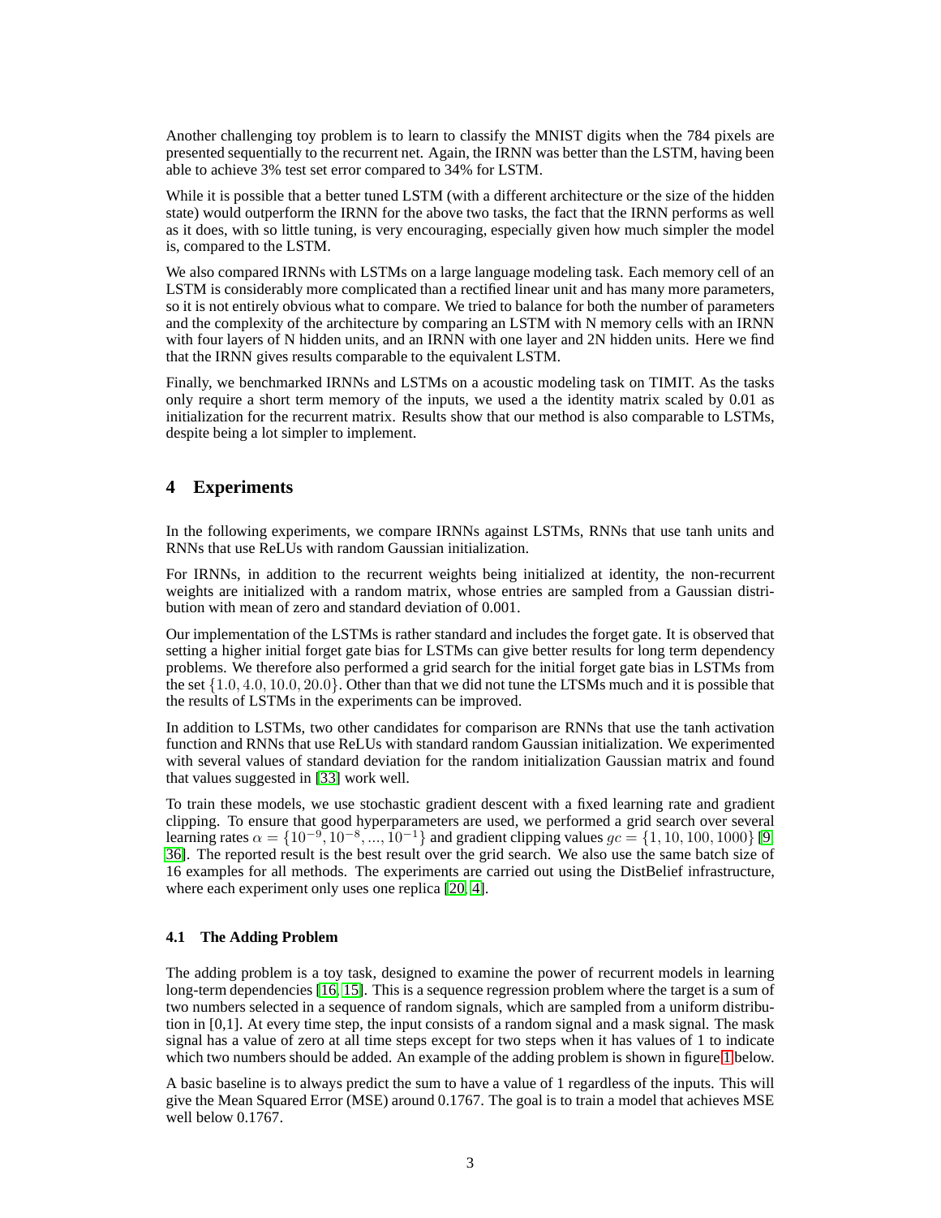Another challenging toy problem is to learn to classify the MNIST digits when the 784 pixels are presented sequentially to the recurrent net. Again, the IRNN was better than the LSTM, having been able to achieve 3% test set error compared to 34% for LSTM.

While it is possible that a better tuned LSTM (with a different architecture or the size of the hidden state) would outperform the IRNN for the above two tasks, the fact that the IRNN performs as well as it does, with so little tuning, is very encouraging, especially given how much simpler the model is, compared to the LSTM.

We also compared IRNNs with LSTMs on a large language modeling task. Each memory cell of an LSTM is considerably more complicated than a rectified linear unit and has many more parameters, so it is not entirely obvious what to compare. We tried to balance for both the number of parameters and the complexity of the architecture by comparing an LSTM with N memory cells with an IRNN with four layers of N hidden units, and an IRNN with one layer and 2N hidden units. Here we find that the IRNN gives results comparable to the equivalent LSTM.

Finally, we benchmarked IRNNs and LSTMs on a acoustic modeling task on TIMIT. As the tasks only require a short term memory of the inputs, we used a the identity matrix scaled by 0.01 as initialization for the recurrent matrix. Results show that our method is also comparable to LSTMs, despite being a lot simpler to implement.

## 4 Experiments

In the following experiments, we compare IRNNs against LSTMs, RNNs that use tanh units and RNNs that use ReLUs with random Gaussian initialization.

For IRNNs, in addition to the recurrent weights being initialized at identity, the non-recurrent weights are initialized with a random matrix, whose entries are sampled from a Gaussian distribution with mean of zero and standard deviation of 0.001.

Our implementation of the LSTMs is rather standard and includes the forget gate. It is observed that setting a higher initial forget gate bias for LSTMs can give better results for long term dependency problems. We therefore also performed a grid search for the initial forget gate bias in LSTMs from the set $\{1.0, 4.0, 10.0, 20.0\}$. Other than that we did not tune the LTSMs much and it is possible that the results of LSTMs in the experiments can be improved.

In addition to LSTMs, two other candidates for comparison are RNNs that use the tanh activation function and RNNs that use ReLUs with standard random Gaussian initialization. We experimented with several values of standard deviation for the random initialization Gaussian matrix and found that values suggested in [33] work well.

To train these models, we use stochastic gradient descent with a fixed learning rate and gradient clipping. To ensure that good hyperparameters are used, we performed a grid search over several learning rates $\alpha = \{10^{-9}, 10^{-8}, ..., 10^{-1}\}$ and gradient clipping values $gc = \{1, 10, 100, 1000\}$ [9, 36]. The reported result is the best result over the grid search. We also use the same batch size of 16 examples for all methods. The experiments are carried out using the DistBelief infrastructure, where each experiment only uses one replica [20, 4].

### 4.1 The Adding Problem

The adding problem is a toy task, designed to examine the power of recurrent models in learning long-term dependencies [16, 15]. This is a sequence regression problem where the target is a sum of two numbers selected in a sequence of random signals, which are sampled from a uniform distribution in [0,1]. At every time step, the input consists of a random signal and a mask signal. The mask signal has a value of zero at all time steps except for two steps when it has values of 1 to indicate which two numbers should be added. An example of the adding problem is shown in figure 1 below.

A basic baseline is to always predict the sum to have a value of 1 regardless of the inputs. This will give the Mean Squared Error (MSE) around 0.1767. The goal is to train a model that achieves MSE well below 0.1767.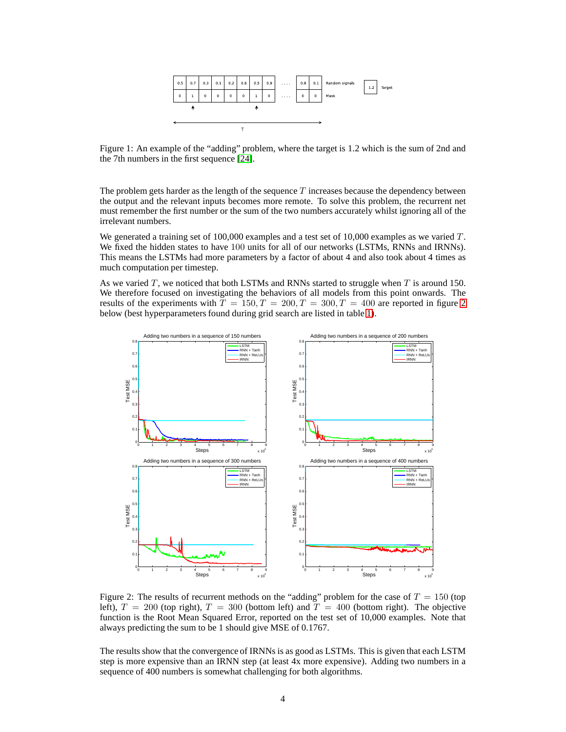Figure 1: An example of the "adding" problem, where the target is 1.2 which is the sum of 2nd and the 7th numbers in the first sequence [24].

The problem gets harder as the length of the sequence $T$ increases because the dependency between the output and the relevant inputs becomes more remote. To solve this problem, the recurrent net must remember the first number or the sum of the two numbers accurately whilst ignoring all of the irrelevant numbers.

We generated a training set of 100,000 examples and a test set of 10,000 examples as we varied $T$. We fixed the hidden states to have $100$ units for all of our networks (LSTMs, RNNs and IRNNs). This means the LSTMs had more parameters by a factor of about 4 and also took about 4 times as much computation per timestep.

As we varied $T$, we noticed that both LSTMs and RNNs started to struggle when $T$ is around 150. We therefore focused on investigating the behaviors of all models from this point onwards. The results of the experiments with $T = 150, T = 200, T = 300, T = 400$ are reported in figure 2 below (best hyperparameters found during grid search are listed in table 1).

Figure 2: The results of recurrent methods on the "adding" problem for the case of $T = 150$ (top left), $T = 200$ (top right), $T = 300$ (bottom left) and $T = 400$ (bottom right). The objective function is the Root Mean Squared Error, reported on the test set of 10,000 examples. Note that always predicting the sum to be 1 should give MSE of 0.1767.

The results show that the convergence of IRNNs is as good as LSTMs. This is given that each LSTM step is more expensive than an IRNN step (at least 4x more expensive). Adding two numbers in a sequence of 400 numbers is somewhat challenging for both algorithms.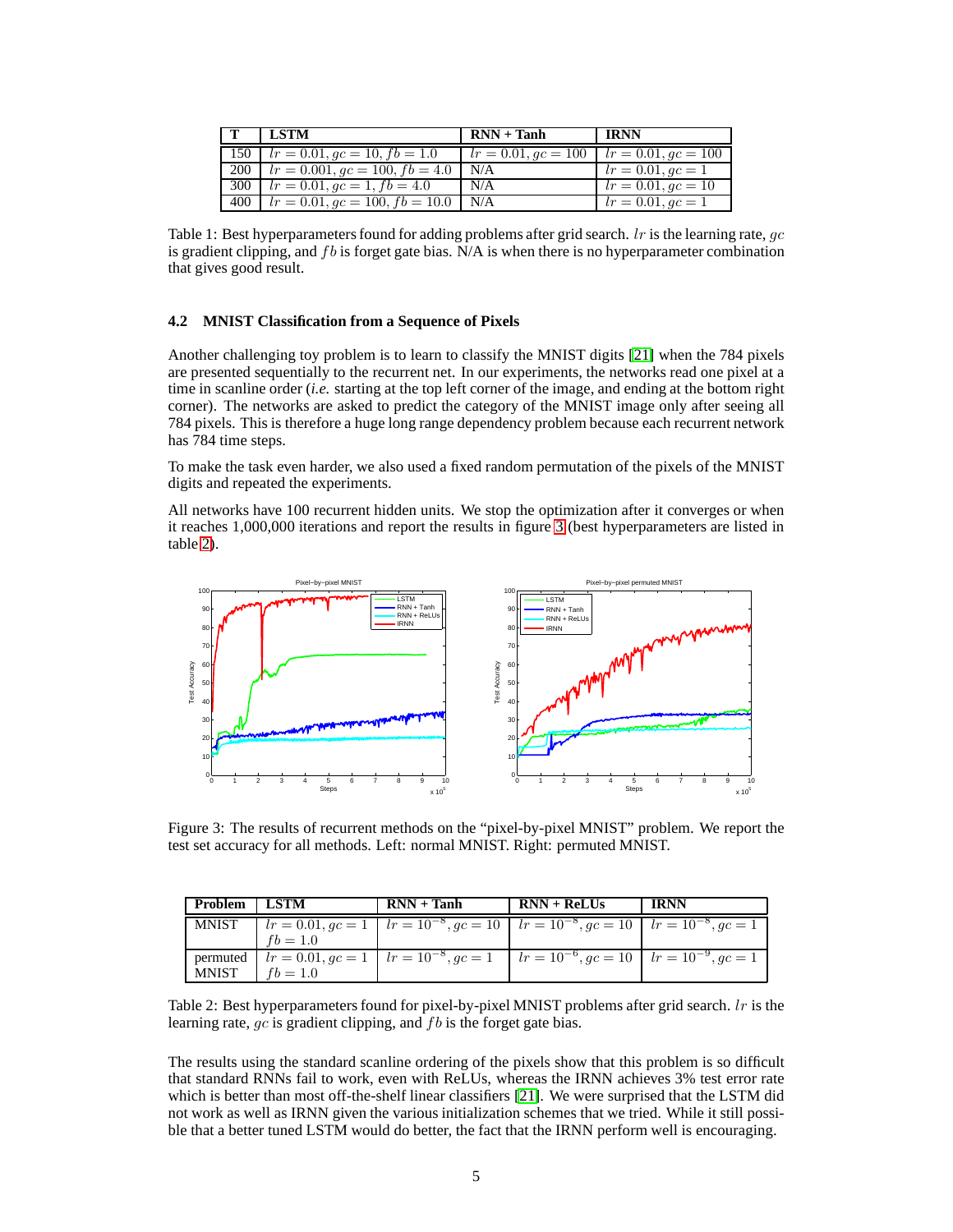| T | LSTM | RNN + Tanh | IRNN |
|---|---|---|---|
| 150 | $lr = 0.01, gc = 10, fb = 1.0$ | $lr = 0.01, gc = 100$ | $lr = 0.01, gc = 100$ |
| 200 | $lr = 0.001, gc = 100, fb = 4.0$ | N/A | $lr = 0.01, gc = 1$ |
| 300 | $lr = 0.01, gc = 1, fb = 4.0$ | N/A | $lr = 0.01, gc = 10$ |
| 400 | $lr = 0.01, gc = 100, fb = 10.0$ | N/A | $lr = 0.01, gc = 1$ |

Table 1: Best hyperparameters found for adding problems after grid search. $lr$ is the learning rate, $gc$ is gradient clipping, and $fb$ is forget gate bias. N/A is when there is no hyperparameter combination that gives good result.

### 4.2 MNIST Classification from a Sequence of Pixels

Another challenging toy problem is to learn to classify the MNIST digits [21] when the 784 pixels are presented sequentially to the recurrent net. In our experiments, the networks read one pixel at a time in scanline order (*i.e.* starting at the top left corner of the image, and ending at the bottom right corner). The networks are asked to predict the category of the MNIST image only after seeing all 784 pixels. This is therefore a huge long range dependency problem because each recurrent network has 784 time steps.

To make the task even harder, we also used a fixed random permutation of the pixels of the MNIST digits and repeated the experiments.

All networks have 100 recurrent hidden units. We stop the optimization after it converges or when it reaches 1,000,000 iterations and report the results in figure 3 (best hyperparameters are listed in table 2).

Figure 3: The results of recurrent methods on the "pixel-by-pixel MNIST" problem. We report the test set accuracy for all methods. Left: normal MNIST. Right: permuted MNIST.

| Problem | LSTM | RNN + Tanh | RNN + ReLUs | IRNN |
|---|---|---|---|---|
| MNIST | $lr = 0.01, gc = 1$ $fb = 1.0$ | $lr = 10^{-8}, gc = 10$ | $lr = 10^{-8}, gc = 10$ | $lr = 10^{-8}, gc = 1$ |
| permuted MNIST | $lr = 0.01, gc = 1$ $fb = 1.0$ | $lr = 10^{-8}, gc = 1$ | $lr = 10^{-6}, gc = 10$ | $lr = 10^{-9}, gc = 1$ |

Table 2: Best hyperparameters found for pixel-by-pixel MNIST problems after grid search. $lr$ is the learning rate, $gc$ is gradient clipping, and $fb$ is the forget gate bias.

The results using the standard scanline ordering of the pixels show that this problem is so difficult that standard RNNs fail to work, even with ReLUs, whereas the IRNN achieves 3% test error rate which is better than most off-the-shelf linear classifiers [21]. We were surprised that the LSTM did not work as well as IRNN given the various initialization schemes that we tried. While it still possible that a better tuned LSTM would do better, the fact that the IRNN perform well is encouraging.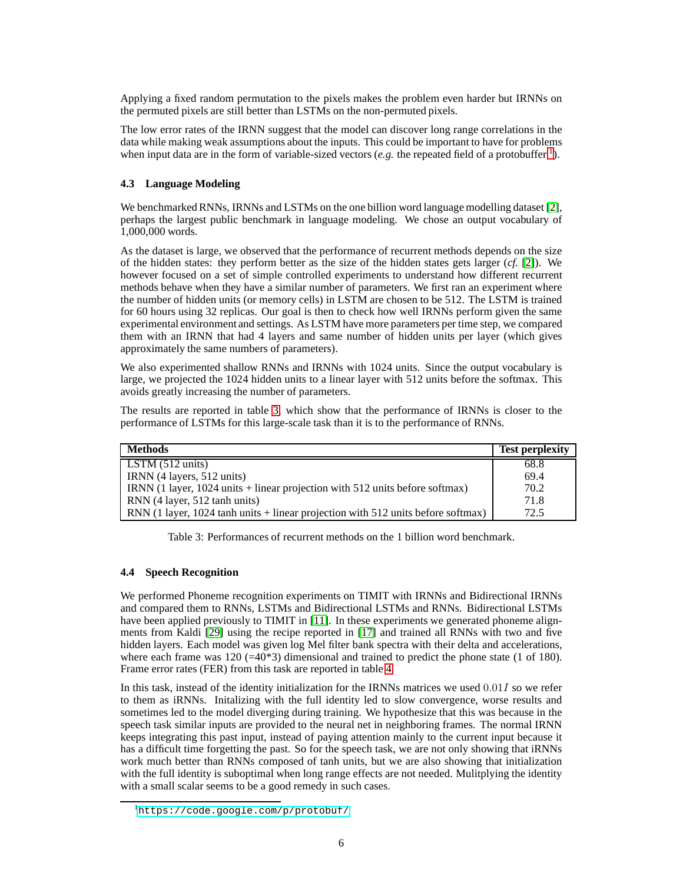Applying a fixed random permutation to the pixels makes the problem even harder but IRNNs on the permuted pixels are still better than LSTMs on the non-permuted pixels.

The low error rates of the IRNN suggest that the model can discover long range correlations in the data while making weak assumptions about the inputs. This could be important to have for problems when input data are in the form of variable-sized vectors (*e.g.* the repeated field of a protobuffer[1]).

### 4.3 Language Modeling

We benchmarked RNNs, IRNNs and LSTMs on the one billion word language modelling dataset [2], perhaps the largest public benchmark in language modeling. We chose an output vocabulary of 1,000,000 words.

As the dataset is large, we observed that the performance of recurrent methods depends on the size of the hidden states: they perform better as the size of the hidden states gets larger (*cf.* [2]). We however focused on a set of simple controlled experiments to understand how different recurrent methods behave when they have a similar number of parameters. We first ran an experiment where the number of hidden units (or memory cells) in LSTM are chosen to be 512. The LSTM is trained for 60 hours using 32 replicas. Our goal is then to check how well IRNNs perform given the same experimental environment and settings. As LSTM have more parameters per time step, we compared them with an IRNN that had 4 layers and same number of hidden units per layer (which gives approximately the same numbers of parameters).

We also experimented shallow RNNs and IRNNs with 1024 units. Since the output vocabulary is large, we projected the 1024 hidden units to a linear layer with 512 units before the softmax. This avoids greatly increasing the number of parameters.

The results are reported in table 3, which show that the performance of IRNNs is closer to the performance of LSTMs for this large-scale task than it is to the performance of RNNs.

| Methods | Test perplexity |
|---|---|
| LSTM (512 units) | 68.8 |
| IRNN (4 layers, 512 units) | 69.4 |
| IRNN (1 layer, 1024 units + linear projection with 512 units before softmax) | 70.2 |
| RNN (4 layer, 512 tanh units) | 71.8 |
| RNN (1 layer, 1024 tanh units + linear projection with 512 units before softmax) | 72.5 |

Table 3: Performances of recurrent methods on the 1 billion word benchmark.

### 4.4 Speech Recognition

We performed Phoneme recognition experiments on TIMIT with IRNNs and Bidirectional IRNNs and compared them to RNNs, LSTMs and Bidirectional LSTMs and RNNs. Bidirectional LSTMs have been applied previously to TIMIT in [11]. In these experiments we generated phoneme alignments from Kaldi [29] using the recipe reported in [17] and trained all RNNs with two and five hidden layers. Each model was given log Mel filter bank spectra with their delta and accelerations, where each frame was 120 (=40*3) dimensional and trained to predict the phone state (1 of 180). Frame error rates (FER) from this task are reported in table 4.

In this task, instead of the identity initialization for the IRNNs matrices we used $0.01I$ so we refer to them as iRNNs. Initalizing with the full identity led to slow convergence, worse results and sometimes led to the model diverging during training. We hypothesize that this was because in the speech task similar inputs are provided to the neural net in neighboring frames. The normal IRNN keeps integrating this past input, instead of paying attention mainly to the current input because it has a difficult time forgetting the past. So for the speech task, we are not only showing that iRNNs work much better than RNNs composed of tanh units, but we are also showing that initialization with the full identity is suboptimal when long range effects are not needed. Mulitplying the identity with a small scalar seems to be a good remedy in such cases.

[1] https://code.google.com/p/protobuf/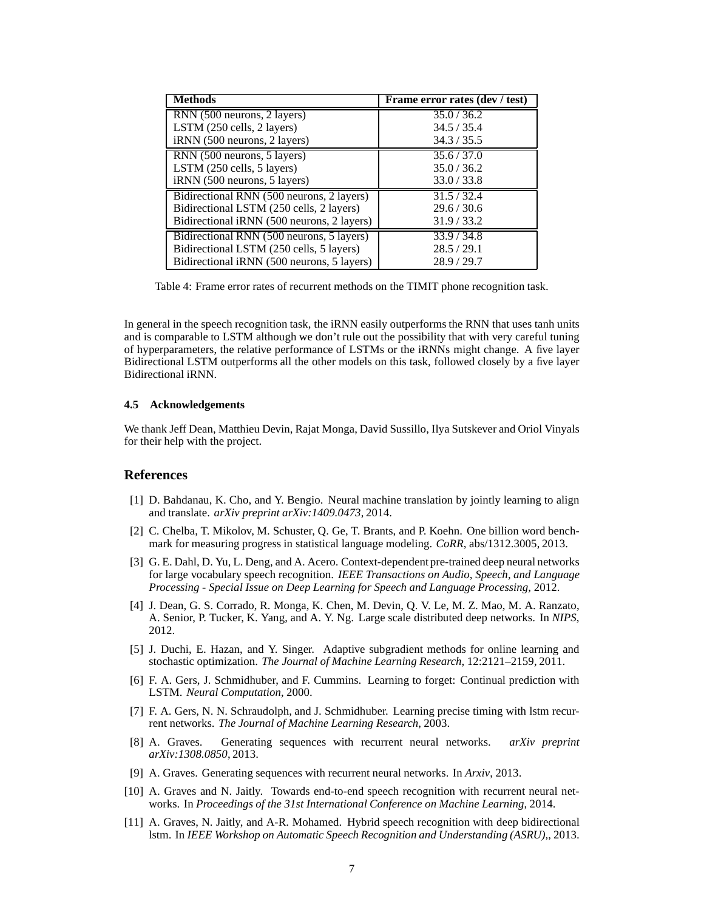| Methods | Frame error rates (dev / test) |
|---|---|
| RNN (500 neurons, 2 layers) | 35.0 / 36.2 |
| LSTM (250 cells, 2 layers) | 34.5 / 35.4 |
| iRNN (500 neurons, 2 layers) | 34.3 / 35.5 |
| RNN (500 neurons, 5 layers) | 35.6 / 37.0 |
| LSTM (250 cells, 5 layers) | 35.0 / 36.2 |
| iRNN (500 neurons, 5 layers) | 33.0 / 33.8 |
| Bidirectional RNN (500 neurons, 2 layers) | 31.5 / 32.4 |
| Bidirectional LSTM (250 cells, 2 layers) | 29.6 / 30.6 |
| Bidirectional iRNN (500 neurons, 2 layers) | 31.9 / 33.2 |
| Bidirectional RNN (500 neurons, 5 layers) | 33.9 / 34.8 |
| Bidirectional LSTM (250 cells, 5 layers) | 28.5 / 29.1 |
| Bidirectional iRNN (500 neurons, 5 layers) | 28.9 / 29.7 |

Table 4: Frame error rates of recurrent methods on the TIMIT phone recognition task.

In general in the speech recognition task, the iRNN easily outperforms the RNN that uses tanh units and is comparable to LSTM although we don't rule out the possibility that with very careful tuning of hyperparameters, the relative performance of LSTMs or the iRNNs might change. A five layer Bidirectional LSTM outperforms all the other models on this task, followed closely by a five layer Bidirectional iRNN.

### 4.5 Acknowledgements

We thank Jeff Dean, Matthieu Devin, Rajat Monga, David Sussillo, Ilya Sutskever and Oriol Vinyals for their help with the project.

## References

[1] D. Bahdanau, K. Cho, and Y. Bengio. Neural machine translation by jointly learning to align and translate. *arXiv preprint arXiv:1409.0473*, 2014.

[2] C. Chelba, T. Mikolov, M. Schuster, Q. Ge, T. Brants, and P. Koehn. One billion word benchmark for measuring progress in statistical language modeling. *CoRR*, abs/1312.3005, 2013.

[3] G. E. Dahl, D. Yu, L. Deng, and A. Acero. Context-dependent pre-trained deep neural networks for large vocabulary speech recognition. *IEEE Transactions on Audio, Speech, and Language Processing - Special Issue on Deep Learning for Speech and Language Processing*, 2012.

[4] J. Dean, G. S. Corrado, R. Monga, K. Chen, M. Devin, Q. V. Le, M. Z. Mao, M. A. Ranzato, A. Senior, P. Tucker, K. Yang, and A. Y. Ng. Large scale distributed deep networks. In *NIPS*, 2012.

[5] J. Duchi, E. Hazan, and Y. Singer. Adaptive subgradient methods for online learning and stochastic optimization. *The Journal of Machine Learning Research*, 12:2121–2159, 2011.

[6] F. A. Gers, J. Schmidhuber, and F. Cummins. Learning to forget: Continual prediction with LSTM. *Neural Computation*, 2000.

[7] F. A. Gers, N. N. Schraudolph, and J. Schmidhuber. Learning precise timing with lstm recurrent networks. *The Journal of Machine Learning Research*, 2003.

[8] A. Graves. Generating sequences with recurrent neural networks. *arXiv preprint arXiv:1308.0850*, 2013.

[9] A. Graves. Generating sequences with recurrent neural networks. In *Arxiv*, 2013.

[10] A. Graves and N. Jaitly. Towards end-to-end speech recognition with recurrent neural networks. In *Proceedings of the 31st International Conference on Machine Learning*, 2014.

[11] A. Graves, N. Jaitly, and A-R. Mohamed. Hybrid speech recognition with deep bidirectional lstm. In *IEEE Workshop on Automatic Speech Recognition and Understanding (ASRU)*,, 2013.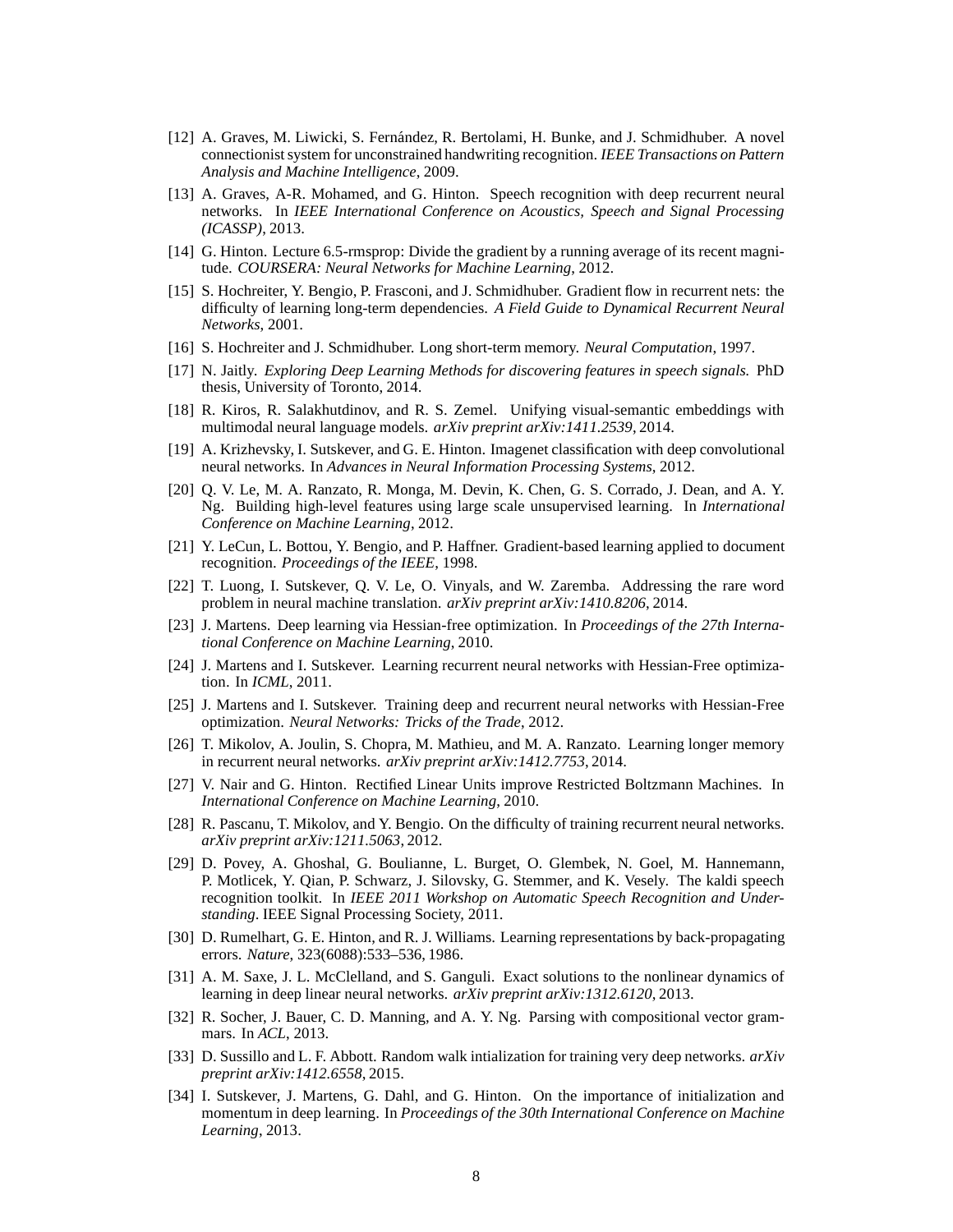[12] A. Graves, M. Liwicki, S. Fernández, R. Bertolami, H. Bunke, and J. Schmidhuber. A novel connectionist system for unconstrained handwriting recognition. *IEEE Transactions on Pattern Analysis and Machine Intelligence*, 2009.

[13] A. Graves, A-R. Mohamed, and G. Hinton. Speech recognition with deep recurrent neural networks. In *IEEE International Conference on Acoustics, Speech and Signal Processing (ICASSP)*, 2013.

[14] G. Hinton. Lecture 6.5-rmsprop: Divide the gradient by a running average of its recent magnitude. *COURSERA: Neural Networks for Machine Learning*, 2012.

[15] S. Hochreiter, Y. Bengio, P. Frasconi, and J. Schmidhuber. Gradient flow in recurrent nets: the difficulty of learning long-term dependencies. *A Field Guide to Dynamical Recurrent Neural Networks*, 2001.

[16] S. Hochreiter and J. Schmidhuber. Long short-term memory. *Neural Computation*, 1997.

[17] N. Jaitly. *Exploring Deep Learning Methods for discovering features in speech signals.* PhD thesis, University of Toronto, 2014.

[18] R. Kiros, R. Salakhutdinov, and R. S. Zemel. Unifying visual-semantic embeddings with multimodal neural language models. *arXiv preprint arXiv:1411.2539*, 2014.

[19] A. Krizhevsky, I. Sutskever, and G. E. Hinton. Imagenet classification with deep convolutional neural networks. In *Advances in Neural Information Processing Systems*, 2012.

[20] Q. V. Le, M. A. Ranzato, R. Monga, M. Devin, K. Chen, G. S. Corrado, J. Dean, and A. Y. Ng. Building high-level features using large scale unsupervised learning. In *International Conference on Machine Learning*, 2012.

[21] Y. LeCun, L. Bottou, Y. Bengio, and P. Haffner. Gradient-based learning applied to document recognition. *Proceedings of the IEEE*, 1998.

[22] T. Luong, I. Sutskever, Q. V. Le, O. Vinyals, and W. Zaremba. Addressing the rare word problem in neural machine translation. *arXiv preprint arXiv:1410.8206*, 2014.

[23] J. Martens. Deep learning via Hessian-free optimization. In *Proceedings of the 27th International Conference on Machine Learning*, 2010.

[24] J. Martens and I. Sutskever. Learning recurrent neural networks with Hessian-Free optimization. In *ICML*, 2011.

[25] J. Martens and I. Sutskever. Training deep and recurrent neural networks with Hessian-Free optimization. *Neural Networks: Tricks of the Trade*, 2012.

[26] T. Mikolov, A. Joulin, S. Chopra, M. Mathieu, and M. A. Ranzato. Learning longer memory in recurrent neural networks. *arXiv preprint arXiv:1412.7753*, 2014.

[27] V. Nair and G. Hinton. Rectified Linear Units improve Restricted Boltzmann Machines. In *International Conference on Machine Learning*, 2010.

[28] R. Pascanu, T. Mikolov, and Y. Bengio. On the difficulty of training recurrent neural networks. *arXiv preprint arXiv:1211.5063*, 2012.

[29] D. Povey, A. Ghoshal, G. Boulianne, L. Burget, O. Glembek, N. Goel, M. Hannemann, P. Motlicek, Y. Qian, P. Schwarz, J. Silovsky, G. Stemmer, and K. Vesely. The kaldi speech recognition toolkit. In *IEEE 2011 Workshop on Automatic Speech Recognition and Understanding*. IEEE Signal Processing Society, 2011.

[30] D. Rumelhart, G. E. Hinton, and R. J. Williams. Learning representations by back-propagating errors. *Nature*, 323(6088):533–536, 1986.

[31] A. M. Saxe, J. L. McClelland, and S. Ganguli. Exact solutions to the nonlinear dynamics of learning in deep linear neural networks. *arXiv preprint arXiv:1312.6120*, 2013.

[32] R. Socher, J. Bauer, C. D. Manning, and A. Y. Ng. Parsing with compositional vector grammars. In *ACL*, 2013.

[33] D. Sussillo and L. F. Abbott. Random walk intialization for training very deep networks. *arXiv preprint arXiv:1412.6558*, 2015.

[34] I. Sutskever, J. Martens, G. Dahl, and G. Hinton. On the importance of initialization and momentum in deep learning. In *Proceedings of the 30th International Conference on Machine Learning*, 2013.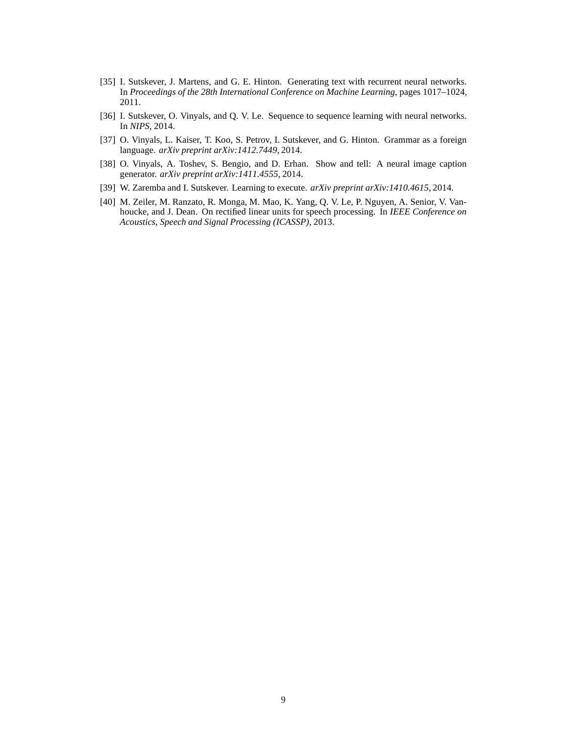[35] I. Sutskever, J. Martens, and G. E. Hinton. Generating text with recurrent neural networks. In *Proceedings of the 28th International Conference on Machine Learning*, pages 1017–1024, 2011.

[36] I. Sutskever, O. Vinyals, and Q. V. Le. Sequence to sequence learning with neural networks. In *NIPS*, 2014.

[37] O. Vinyals, L. Kaiser, T. Koo, S. Petrov, I. Sutskever, and G. Hinton. Grammar as a foreign language. *arXiv preprint arXiv:1412.7449*, 2014.

[38] O. Vinyals, A. Toshev, S. Bengio, and D. Erhan. Show and tell: A neural image caption generator. *arXiv preprint arXiv:1411.4555*, 2014.

[39] W. Zaremba and I. Sutskever. Learning to execute. *arXiv preprint arXiv:1410.4615*, 2014.

[40] M. Zeiler, M. Ranzato, R. Monga, M. Mao, K. Yang, Q. V. Le, P. Nguyen, A. Senior, V. Vanhoucke, and J. Dean. On rectified linear units for speech processing. In *IEEE Conference on Acoustics, Speech and Signal Processing (ICASSP)*, 2013.